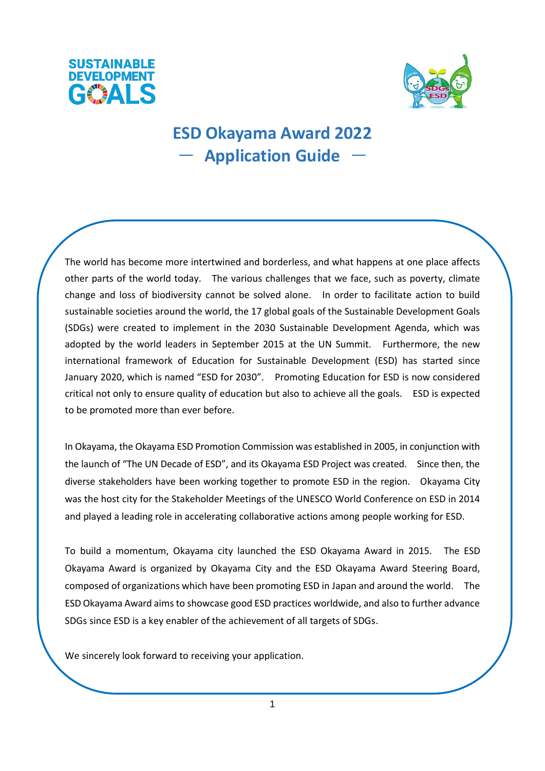# ESD Okayama Award 2022
## ― Application Guide ―

The world has become more intertwined and borderless, and what happens at one place affects other parts of the world today. The various challenges that we face, such as poverty, climate change and loss of biodiversity cannot be solved alone. In order to facilitate action to build sustainable societies around the world, the 17 global goals of the Sustainable Development Goals (SDGs) were created to implement in the 2030 Sustainable Development Agenda, which was adopted by the world leaders in September 2015 at the UN Summit. Furthermore, the new international framework of Education for Sustainable Development (ESD) has started since January 2020, which is named "ESD for 2030". Promoting Education for ESD is now considered critical not only to ensure quality of education but also to achieve all the goals. ESD is expected to be promoted more than ever before.

In Okayama, the Okayama ESD Promotion Commission was established in 2005, in conjunction with the launch of "The UN Decade of ESD", and its Okayama ESD Project was created. Since then, the diverse stakeholders have been working together to promote ESD in the region. Okayama City was the host city for the Stakeholder Meetings of the UNESCO World Conference on ESD in 2014 and played a leading role in accelerating collaborative actions among people working for ESD.

To build a momentum, Okayama city launched the ESD Okayama Award in 2015. The ESD Okayama Award is organized by Okayama City and the ESD Okayama Award Steering Board, composed of organizations which have been promoting ESD in Japan and around the world. The ESD Okayama Award aims to showcase good ESD practices worldwide, and also to further advance SDGs since ESD is a key enabler of the achievement of all targets of SDGs.

We sincerely look forward to receiving your application.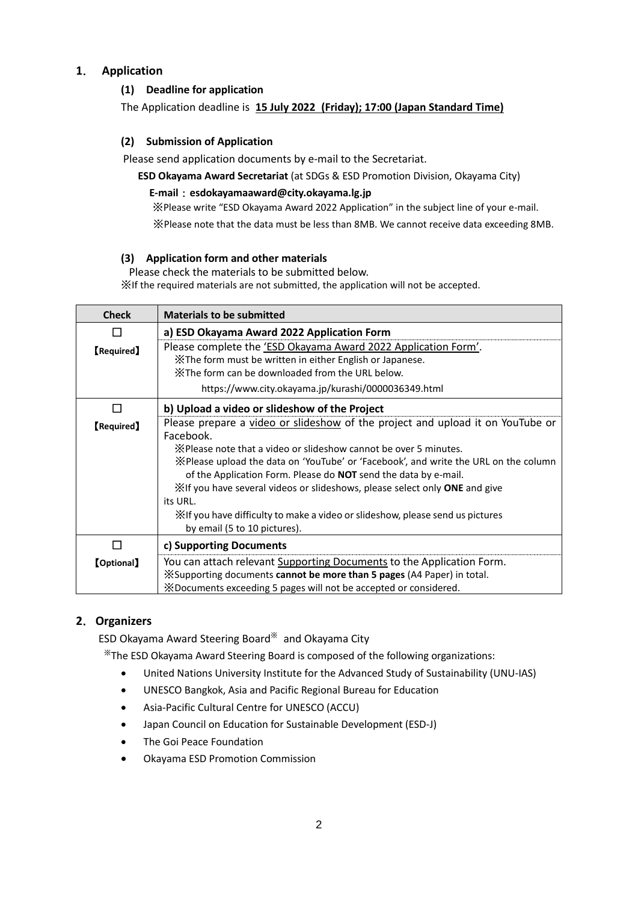## 1. Application

### (1) Deadline for application

The Application deadline is **15 July 2022 (Friday); 17:00 (Japan Standard Time)**

### (2) Submission of Application

Please send application documents by e-mail to the Secretariat.

**ESD Okayama Award Secretariat** (at SDGs & ESD Promotion Division, Okayama City)

**E-mail：esdokayamaaward@city.okayama.lg.jp**

※Please write "ESD Okayama Award 2022 Application" in the subject line of your e-mail.

※Please note that the data must be less than 8MB. We cannot receive data exceeding 8MB.

### (3) Application form and other materials

Please check the materials to be submitted below.

※If the required materials are not submitted, the application will not be accepted.

| Check | Materials to be submitted |
|---|---|
| ☐ 【Required】 | **a) ESD Okayama Award 2022 Application Form**<br>Please complete the 'ESD Okayama Award 2022 Application Form'.<br>※The form must be written in either English or Japanese.<br>※The form can be downloaded from the URL below.<br>https://www.city.okayama.jp/kurashi/0000036349.html |
| ☐ 【Required】 | **b) Upload a video or slideshow of the Project**<br>Please prepare a video or slideshow of the project and upload it on YouTube or Facebook.<br>※Please note that a video or slideshow cannot be over 5 minutes.<br>※Please upload the data on 'YouTube' or 'Facebook', and write the URL on the column of the Application Form. Please do **NOT** send the data by e-mail.<br>※If you have several videos or slideshows, please select only **ONE** and give its URL.<br>※If you have difficulty to make a video or slideshow, please send us pictures by email (5 to 10 pictures). |
| ☐ 【Optional】 | **c) Supporting Documents**<br>You can attach relevant Supporting Documents to the Application Form.<br>※Supporting documents **cannot be more than 5 pages** (A4 Paper) in total.<br>※Documents exceeding 5 pages will not be accepted or considered. |

## 2. Organizers

ESD Okayama Award Steering Board※ and Okayama City

※The ESD Okayama Award Steering Board is composed of the following organizations:

- United Nations University Institute for the Advanced Study of Sustainability (UNU-IAS)
- UNESCO Bangkok, Asia and Pacific Regional Bureau for Education
- Asia-Pacific Cultural Centre for UNESCO (ACCU)
- Japan Council on Education for Sustainable Development (ESD-J)
- The Goi Peace Foundation
- Okayama ESD Promotion Commission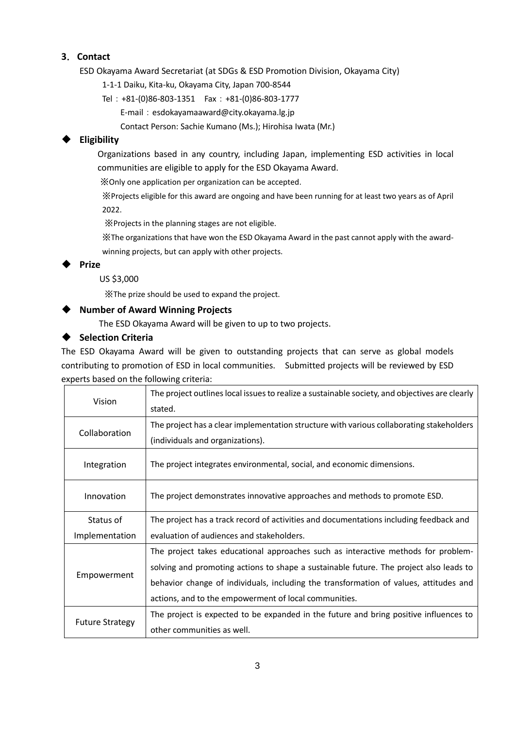## 3. Contact

ESD Okayama Award Secretariat (at SDGs & ESD Promotion Division, Okayama City)

1-1-1 Daiku, Kita-ku, Okayama City, Japan 700-8544

Tel：+81-(0)86-803-1351　Fax：+81-(0)86-803-1777

E-mail：esdokayamaaward@city.okayama.lg.jp

Contact Person: Sachie Kumano (Ms.); Hirohisa Iwata (Mr.)

### ◆ Eligibility

Organizations based in any country, including Japan, implementing ESD activities in local communities are eligible to apply for the ESD Okayama Award.

※Only one application per organization can be accepted.

※Projects eligible for this award are ongoing and have been running for at least two years as of April 2022.

※Projects in the planning stages are not eligible.

※The organizations that have won the ESD Okayama Award in the past cannot apply with the award-winning projects, but can apply with other projects.

### ◆ Prize

US $3,000

※The prize should be used to expand the project.

### ◆ Number of Award Winning Projects

The ESD Okayama Award will be given to up to two projects.

### ◆ Selection Criteria

The ESD Okayama Award will be given to outstanding projects that can serve as global models contributing to promotion of ESD in local communities.　Submitted projects will be reviewed by ESD experts based on the following criteria:

| | |
|---|---|
| Vision | The project outlines local issues to realize a sustainable society, and objectives are clearly stated. |
| Collaboration | The project has a clear implementation structure with various collaborating stakeholders (individuals and organizations). |
| Integration | The project integrates environmental, social, and economic dimensions. |
| Innovation | The project demonstrates innovative approaches and methods to promote ESD. |
| Status of Implementation | The project has a track record of activities and documentations including feedback and evaluation of audiences and stakeholders. |
| Empowerment | The project takes educational approaches such as interactive methods for problem-solving and promoting actions to shape a sustainable future. The project also leads to behavior change of individuals, including the transformation of values, attitudes and actions, and to the empowerment of local communities. |
| Future Strategy | The project is expected to be expanded in the future and bring positive influences to other communities as well. |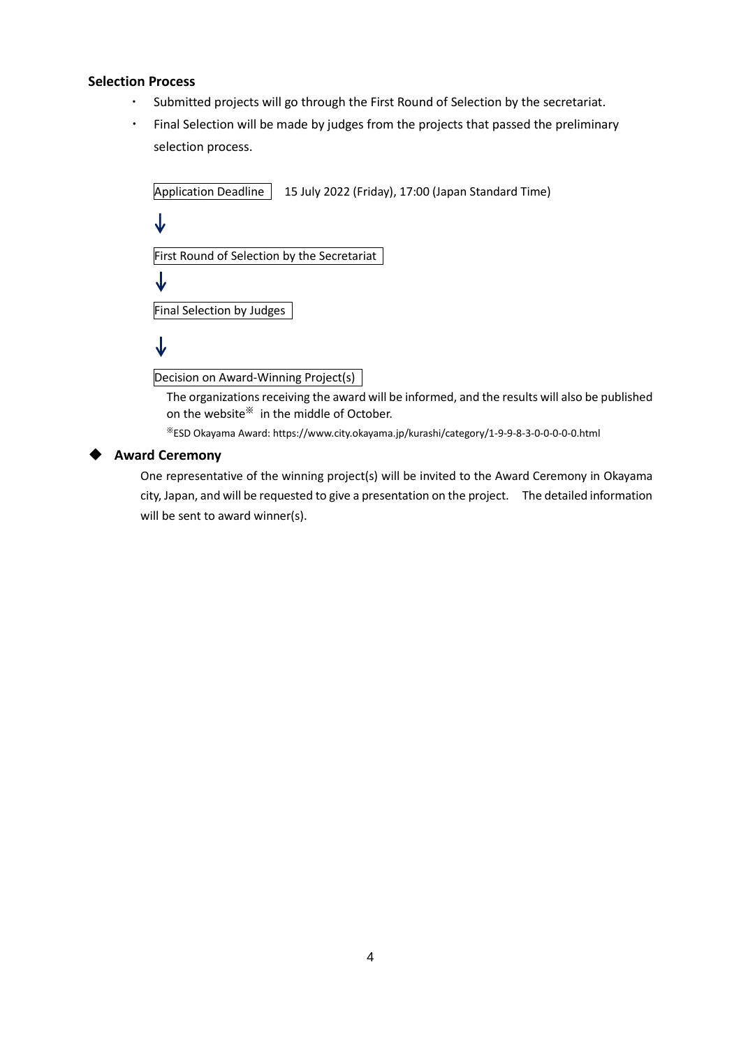**Selection Process**

- Submitted projects will go through the First Round of Selection by the secretariat.
- Final Selection will be made by judges from the projects that passed the preliminary selection process.

Application Deadline　15 July 2022 (Friday), 17:00 (Japan Standard Time)

↓

First Round of Selection by the Secretariat

↓

Final Selection by Judges

↓

Decision on Award-Winning Project(s)

The organizations receiving the award will be informed, and the results will also be published on the website※ in the middle of October.

※ESD Okayama Award: https://www.city.okayama.jp/kurashi/category/1-9-9-8-3-0-0-0-0-0.html

### ◆ Award Ceremony

One representative of the winning project(s) will be invited to the Award Ceremony in Okayama city, Japan, and will be requested to give a presentation on the project. The detailed information will be sent to award winner(s).